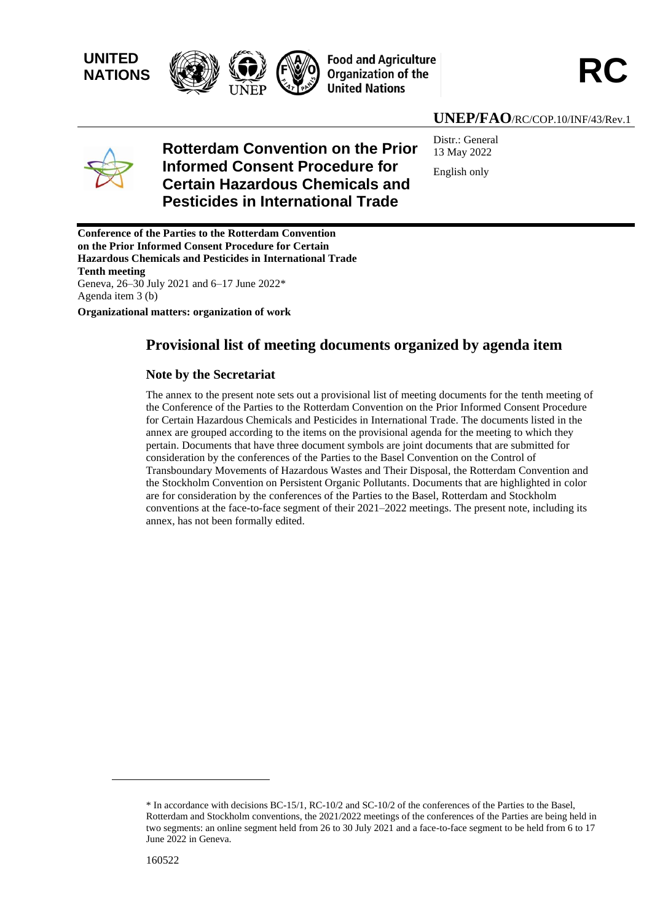UNITED NATIONS

Food and Agriculture Organization of the United Nations

**RC**

**UNEP/FAO**/RC/COP.10/INF/43/Rev.1

# Rotterdam Convention on the Prior Informed Consent Procedure for Certain Hazardous Chemicals and Pesticides in International Trade

Distr.: General
13 May 2022

English only

**Conference of the Parties to the Rotterdam Convention on the Prior Informed Consent Procedure for Certain Hazardous Chemicals and Pesticides in International Trade**
**Tenth meeting**
Geneva, 26–30 July 2021 and 6–17 June 2022*
Agenda item 3 (b)

**Organizational matters: organization of work**

## Provisional list of meeting documents organized by agenda item

### Note by the Secretariat

The annex to the present note sets out a provisional list of meeting documents for the tenth meeting of the Conference of the Parties to the Rotterdam Convention on the Prior Informed Consent Procedure for Certain Hazardous Chemicals and Pesticides in International Trade. The documents listed in the annex are grouped according to the items on the provisional agenda for the meeting to which they pertain. Documents that have three document symbols are joint documents that are submitted for consideration by the conferences of the Parties to the Basel Convention on the Control of Transboundary Movements of Hazardous Wastes and Their Disposal, the Rotterdam Convention and the Stockholm Convention on Persistent Organic Pollutants. Documents that are highlighted in color are for consideration by the conferences of the Parties to the Basel, Rotterdam and Stockholm conventions at the face-to-face segment of their 2021–2022 meetings. The present note, including its annex, has not been formally edited.

---

* In accordance with decisions BC-15/1, RC-10/2 and SC-10/2 of the conferences of the Parties to the Basel, Rotterdam and Stockholm conventions, the 2021/2022 meetings of the conferences of the Parties are being held in two segments: an online segment held from 26 to 30 July 2021 and a face-to-face segment to be held from 6 to 17 June 2022 in Geneva.

160522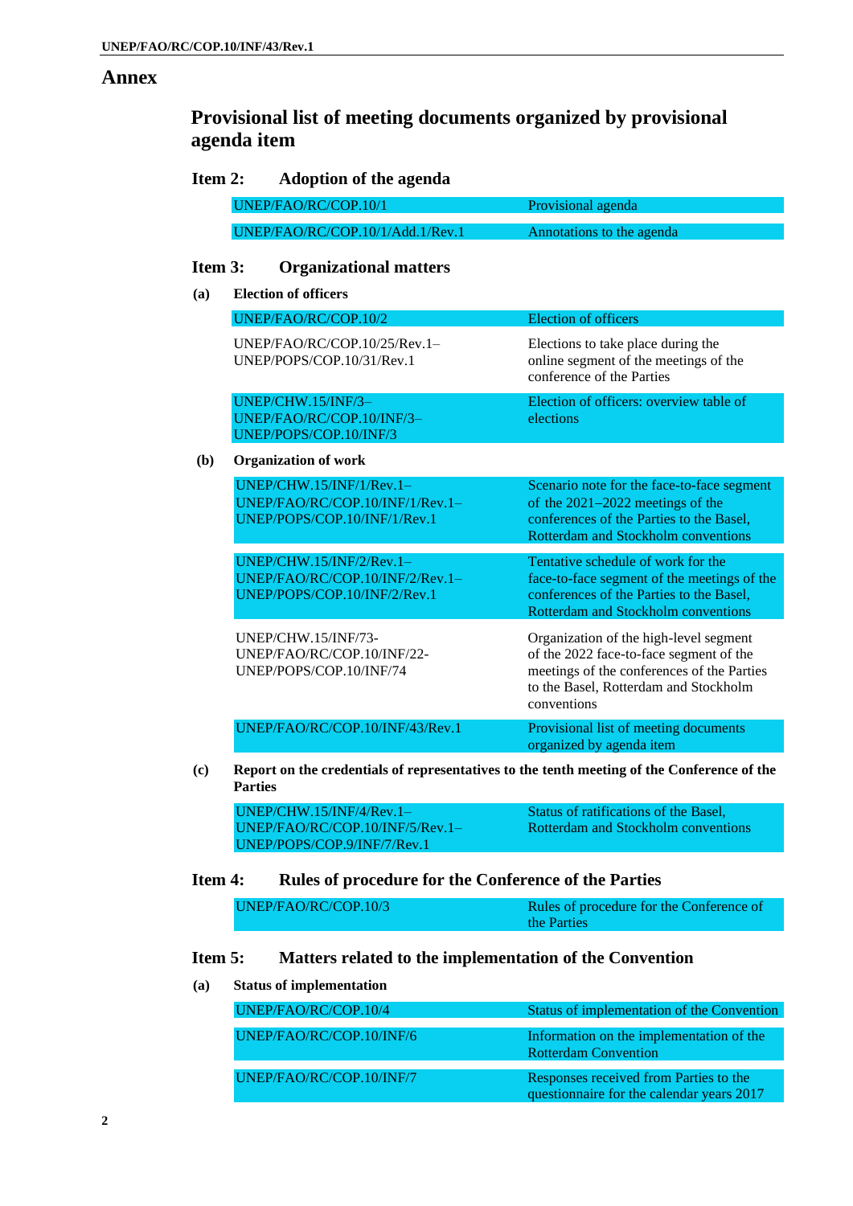## Annex

### Provisional list of meeting documents organized by provisional agenda item

#### Item 2: Adoption of the agenda

| | |
|---|---|
| UNEP/FAO/RC/COP.10/1 | Provisional agenda |
| UNEP/FAO/RC/COP.10/1/Add.1/Rev.1 | Annotations to the agenda |

#### Item 3: Organizational matters

**(a) Election of officers**

| | |
|---|---|
| UNEP/FAO/RC/COP.10/2 | Election of officers |
| UNEP/FAO/RC/COP.10/25/Rev.1–UNEP/POPS/COP.10/31/Rev.1 | Elections to take place during the online segment of the meetings of the conference of the Parties |
| UNEP/CHW.15/INF/3–UNEP/FAO/RC/COP.10/INF/3–UNEP/POPS/COP.10/INF/3 | Election of officers: overview table of elections |

**(b) Organization of work**

| | |
|---|---|
| UNEP/CHW.15/INF/1/Rev.1–UNEP/FAO/RC/COP.10/INF/1/Rev.1–UNEP/POPS/COP.10/INF/1/Rev.1 | Scenario note for the face-to-face segment of the 2021–2022 meetings of the conferences of the Parties to the Basel, Rotterdam and Stockholm conventions |
| UNEP/CHW.15/INF/2/Rev.1–UNEP/FAO/RC/COP.10/INF/2/Rev.1–UNEP/POPS/COP.10/INF/2/Rev.1 | Tentative schedule of work for the face-to-face segment of the meetings of the conferences of the Parties to the Basel, Rotterdam and Stockholm conventions |
| UNEP/CHW.15/INF/73-UNEP/FAO/RC/COP.10/INF/22-UNEP/POPS/COP.10/INF/74 | Organization of the high-level segment of the 2022 face-to-face segment of the meetings of the conferences of the Parties to the Basel, Rotterdam and Stockholm conventions |
| UNEP/FAO/RC/COP.10/INF/43/Rev.1 | Provisional list of meeting documents organized by agenda item |

**(c) Report on the credentials of representatives to the tenth meeting of the Conference of the Parties**

| | |
|---|---|
| UNEP/CHW.15/INF/4/Rev.1–UNEP/FAO/RC/COP.10/INF/5/Rev.1–UNEP/POPS/COP.9/INF/7/Rev.1 | Status of ratifications of the Basel, Rotterdam and Stockholm conventions |

#### Item 4: Rules of procedure for the Conference of the Parties

| | |
|---|---|
| UNEP/FAO/RC/COP.10/3 | Rules of procedure for the Conference of the Parties |

#### Item 5: Matters related to the implementation of the Convention

**(a) Status of implementation**

| | |
|---|---|
| UNEP/FAO/RC/COP.10/4 | Status of implementation of the Convention |
| UNEP/FAO/RC/COP.10/INF/6 | Information on the implementation of the Rotterdam Convention |
| UNEP/FAO/RC/COP.10/INF/7 | Responses received from Parties to the questionnaire for the calendar years 2017 |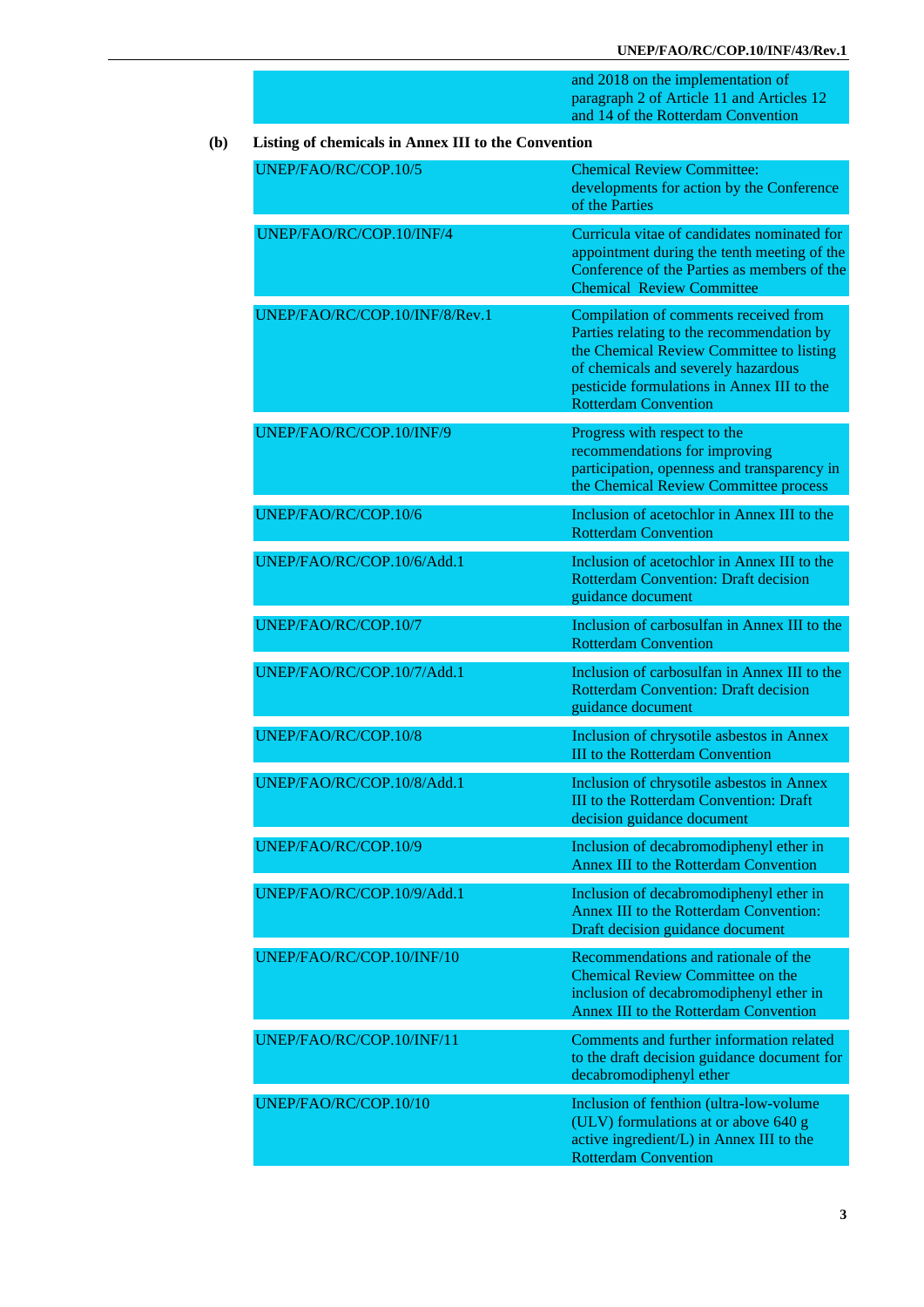| | |
|---|---|
| | and 2018 on the implementation of paragraph 2 of Article 11 and Articles 12 and 14 of the Rotterdam Convention |

**(b) Listing of chemicals in Annex III to the Convention**

| | |
|---|---|
| UNEP/FAO/RC/COP.10/5 | Chemical Review Committee: developments for action by the Conference of the Parties |
| UNEP/FAO/RC/COP.10/INF/4 | Curricula vitae of candidates nominated for appointment during the tenth meeting of the Conference of the Parties as members of the Chemical Review Committee |
| UNEP/FAO/RC/COP.10/INF/8/Rev.1 | Compilation of comments received from Parties relating to the recommendation by the Chemical Review Committee to listing of chemicals and severely hazardous pesticide formulations in Annex III to the Rotterdam Convention |
| UNEP/FAO/RC/COP.10/INF/9 | Progress with respect to the recommendations for improving participation, openness and transparency in the Chemical Review Committee process |
| UNEP/FAO/RC/COP.10/6 | Inclusion of acetochlor in Annex III to the Rotterdam Convention |
| UNEP/FAO/RC/COP.10/6/Add.1 | Inclusion of acetochlor in Annex III to the Rotterdam Convention: Draft decision guidance document |
| UNEP/FAO/RC/COP.10/7 | Inclusion of carbosulfan in Annex III to the Rotterdam Convention |
| UNEP/FAO/RC/COP.10/7/Add.1 | Inclusion of carbosulfan in Annex III to the Rotterdam Convention: Draft decision guidance document |
| UNEP/FAO/RC/COP.10/8 | Inclusion of chrysotile asbestos in Annex III to the Rotterdam Convention |
| UNEP/FAO/RC/COP.10/8/Add.1 | Inclusion of chrysotile asbestos in Annex III to the Rotterdam Convention: Draft decision guidance document |
| UNEP/FAO/RC/COP.10/9 | Inclusion of decabromodiphenyl ether in Annex III to the Rotterdam Convention |
| UNEP/FAO/RC/COP.10/9/Add.1 | Inclusion of decabromodiphenyl ether in Annex III to the Rotterdam Convention: Draft decision guidance document |
| UNEP/FAO/RC/COP.10/INF/10 | Recommendations and rationale of the Chemical Review Committee on the inclusion of decabromodiphenyl ether in Annex III to the Rotterdam Convention |
| UNEP/FAO/RC/COP.10/INF/11 | Comments and further information related to the draft decision guidance document for decabromodiphenyl ether |
| UNEP/FAO/RC/COP.10/10 | Inclusion of fenthion (ultra-low-volume (ULV) formulations at or above 640 g active ingredient/L) in Annex III to the Rotterdam Convention |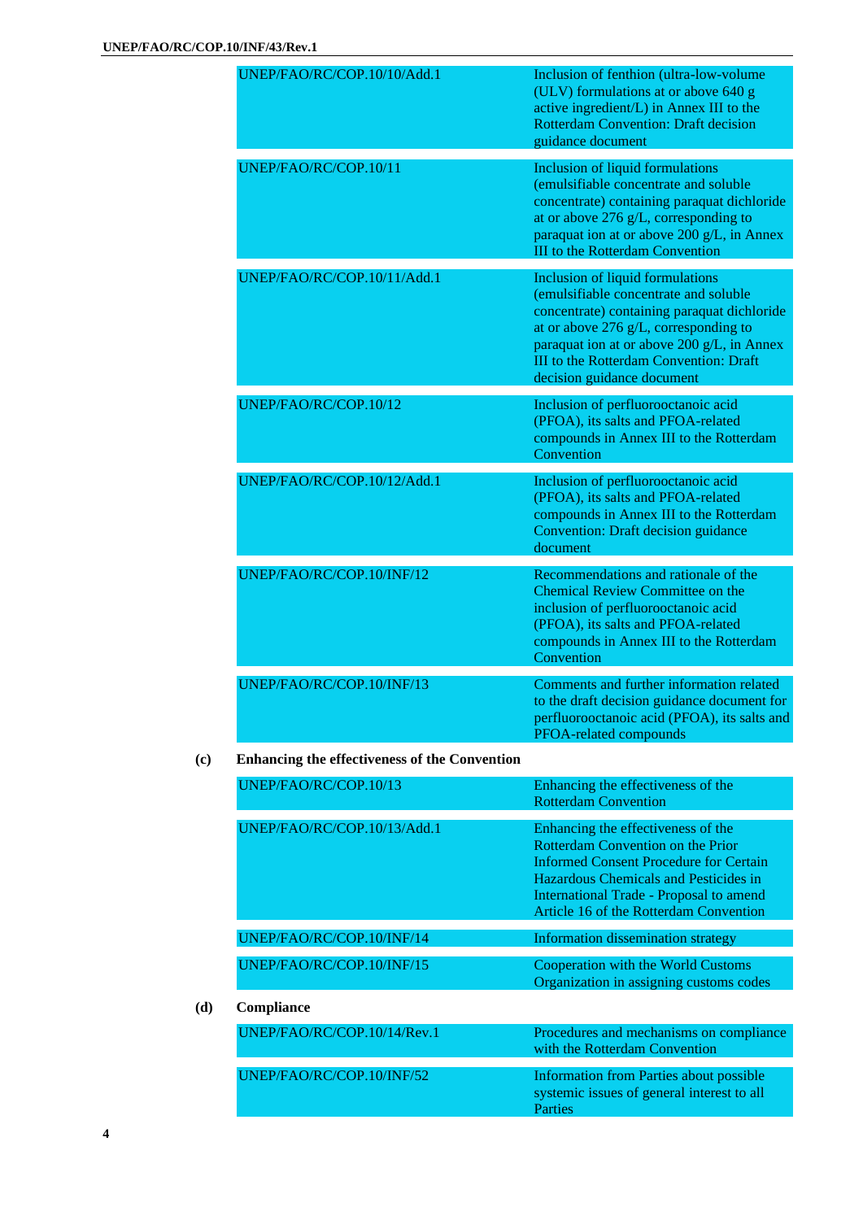| | |
|---|---|
| UNEP/FAO/RC/COP.10/10/Add.1 | Inclusion of fenthion (ultra-low-volume (ULV) formulations at or above 640 g active ingredient/L) in Annex III to the Rotterdam Convention: Draft decision guidance document |
| UNEP/FAO/RC/COP.10/11 | Inclusion of liquid formulations (emulsifiable concentrate and soluble concentrate) containing paraquat dichloride at or above 276 g/L, corresponding to paraquat ion at or above 200 g/L, in Annex III to the Rotterdam Convention |
| UNEP/FAO/RC/COP.10/11/Add.1 | Inclusion of liquid formulations (emulsifiable concentrate and soluble concentrate) containing paraquat dichloride at or above 276 g/L, corresponding to paraquat ion at or above 200 g/L, in Annex III to the Rotterdam Convention: Draft decision guidance document |
| UNEP/FAO/RC/COP.10/12 | Inclusion of perfluorooctanoic acid (PFOA), its salts and PFOA-related compounds in Annex III to the Rotterdam Convention |
| UNEP/FAO/RC/COP.10/12/Add.1 | Inclusion of perfluorooctanoic acid (PFOA), its salts and PFOA-related compounds in Annex III to the Rotterdam Convention: Draft decision guidance document |
| UNEP/FAO/RC/COP.10/INF/12 | Recommendations and rationale of the Chemical Review Committee on the inclusion of perfluorooctanoic acid (PFOA), its salts and PFOA-related compounds in Annex III to the Rotterdam Convention |
| UNEP/FAO/RC/COP.10/INF/13 | Comments and further information related to the draft decision guidance document for perfluorooctanoic acid (PFOA), its salts and PFOA-related compounds |

**(c) Enhancing the effectiveness of the Convention**

| | |
|---|---|
| UNEP/FAO/RC/COP.10/13 | Enhancing the effectiveness of the Rotterdam Convention |
| UNEP/FAO/RC/COP.10/13/Add.1 | Enhancing the effectiveness of the Rotterdam Convention on the Prior Informed Consent Procedure for Certain Hazardous Chemicals and Pesticides in International Trade - Proposal to amend Article 16 of the Rotterdam Convention |
| UNEP/FAO/RC/COP.10/INF/14 | Information dissemination strategy |
| UNEP/FAO/RC/COP.10/INF/15 | Cooperation with the World Customs Organization in assigning customs codes |

**(d) Compliance**

| | |
|---|---|
| UNEP/FAO/RC/COP.10/14/Rev.1 | Procedures and mechanisms on compliance with the Rotterdam Convention |
| UNEP/FAO/RC/COP.10/INF/52 | Information from Parties about possible systemic issues of general interest to all Parties |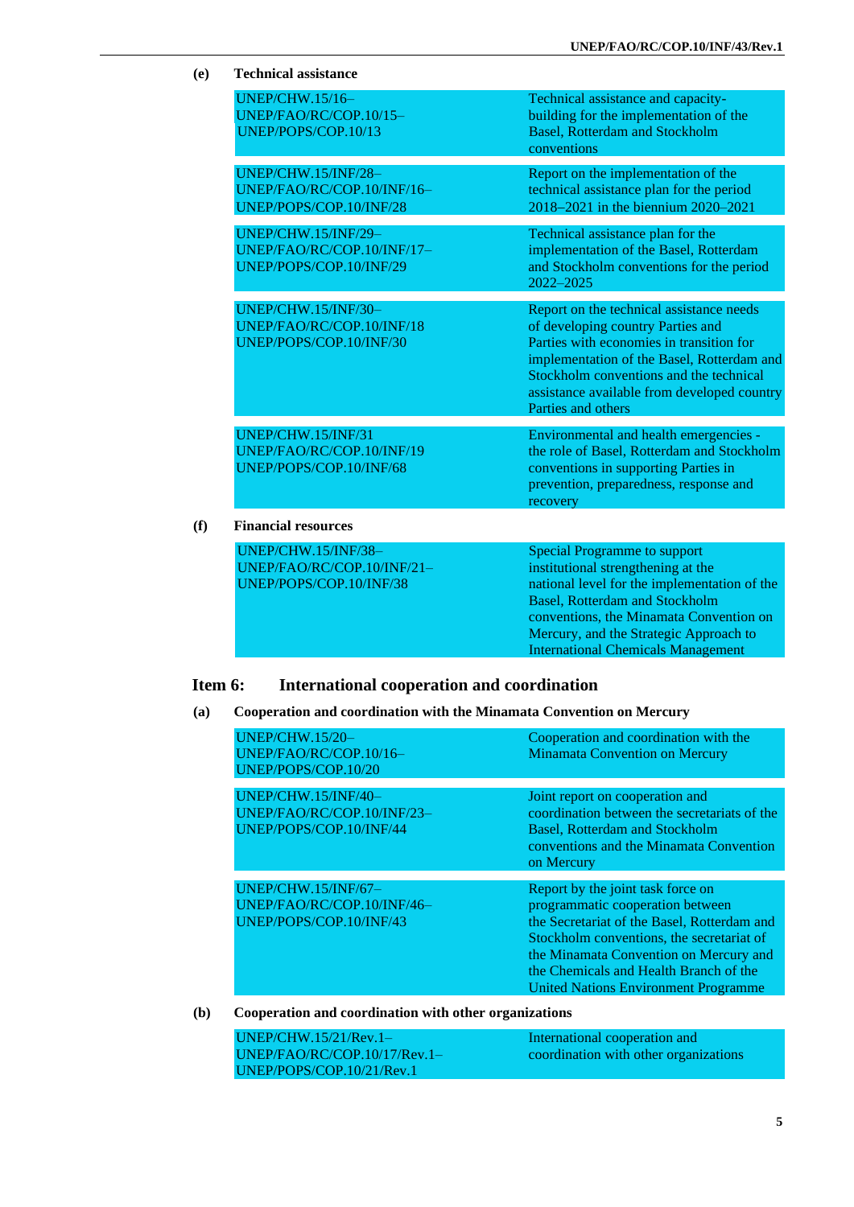**(e) Technical assistance**

| | |
|---|---|
| UNEP/CHW.15/16–<br>UNEP/FAO/RC/COP.10/15–<br>UNEP/POPS/COP.10/13 | Technical assistance and capacity-building for the implementation of the Basel, Rotterdam and Stockholm conventions |
| UNEP/CHW.15/INF/28–<br>UNEP/FAO/RC/COP.10/INF/16–<br>UNEP/POPS/COP.10/INF/28 | Report on the implementation of the technical assistance plan for the period 2018–2021 in the biennium 2020–2021 |
| UNEP/CHW.15/INF/29–<br>UNEP/FAO/RC/COP.10/INF/17–<br>UNEP/POPS/COP.10/INF/29 | Technical assistance plan for the implementation of the Basel, Rotterdam and Stockholm conventions for the period 2022–2025 |
| UNEP/CHW.15/INF/30–<br>UNEP/FAO/RC/COP.10/INF/18<br>UNEP/POPS/COP.10/INF/30 | Report on the technical assistance needs of developing country Parties and Parties with economies in transition for implementation of the Basel, Rotterdam and Stockholm conventions and the technical assistance available from developed country Parties and others |
| UNEP/CHW.15/INF/31<br>UNEP/FAO/RC/COP.10/INF/19<br>UNEP/POPS/COP.10/INF/68 | Environmental and health emergencies - the role of Basel, Rotterdam and Stockholm conventions in supporting Parties in prevention, preparedness, response and recovery |

**(f) Financial resources**

| | |
|---|---|
| UNEP/CHW.15/INF/38–<br>UNEP/FAO/RC/COP.10/INF/21–<br>UNEP/POPS/COP.10/INF/38 | Special Programme to support institutional strengthening at the national level for the implementation of the Basel, Rotterdam and Stockholm conventions, the Minamata Convention on Mercury, and the Strategic Approach to International Chemicals Management |

## Item 6: International cooperation and coordination

**(a) Cooperation and coordination with the Minamata Convention on Mercury**

| | |
|---|---|
| UNEP/CHW.15/20–<br>UNEP/FAO/RC/COP.10/16–<br>UNEP/POPS/COP.10/20 | Cooperation and coordination with the Minamata Convention on Mercury |
| UNEP/CHW.15/INF/40–<br>UNEP/FAO/RC/COP.10/INF/23–<br>UNEP/POPS/COP.10/INF/44 | Joint report on cooperation and coordination between the secretariats of the Basel, Rotterdam and Stockholm conventions and the Minamata Convention on Mercury |
| UNEP/CHW.15/INF/67–<br>UNEP/FAO/RC/COP.10/INF/46–<br>UNEP/POPS/COP.10/INF/43 | Report by the joint task force on programmatic cooperation between the Secretariat of the Basel, Rotterdam and Stockholm conventions, the secretariat of the Minamata Convention on Mercury and the Chemicals and Health Branch of the United Nations Environment Programme |

**(b) Cooperation and coordination with other organizations**

| | |
|---|---|
| UNEP/CHW.15/21/Rev.1–<br>UNEP/FAO/RC/COP.10/17/Rev.1–<br>UNEP/POPS/COP.10/21/Rev.1 | International cooperation and coordination with other organizations |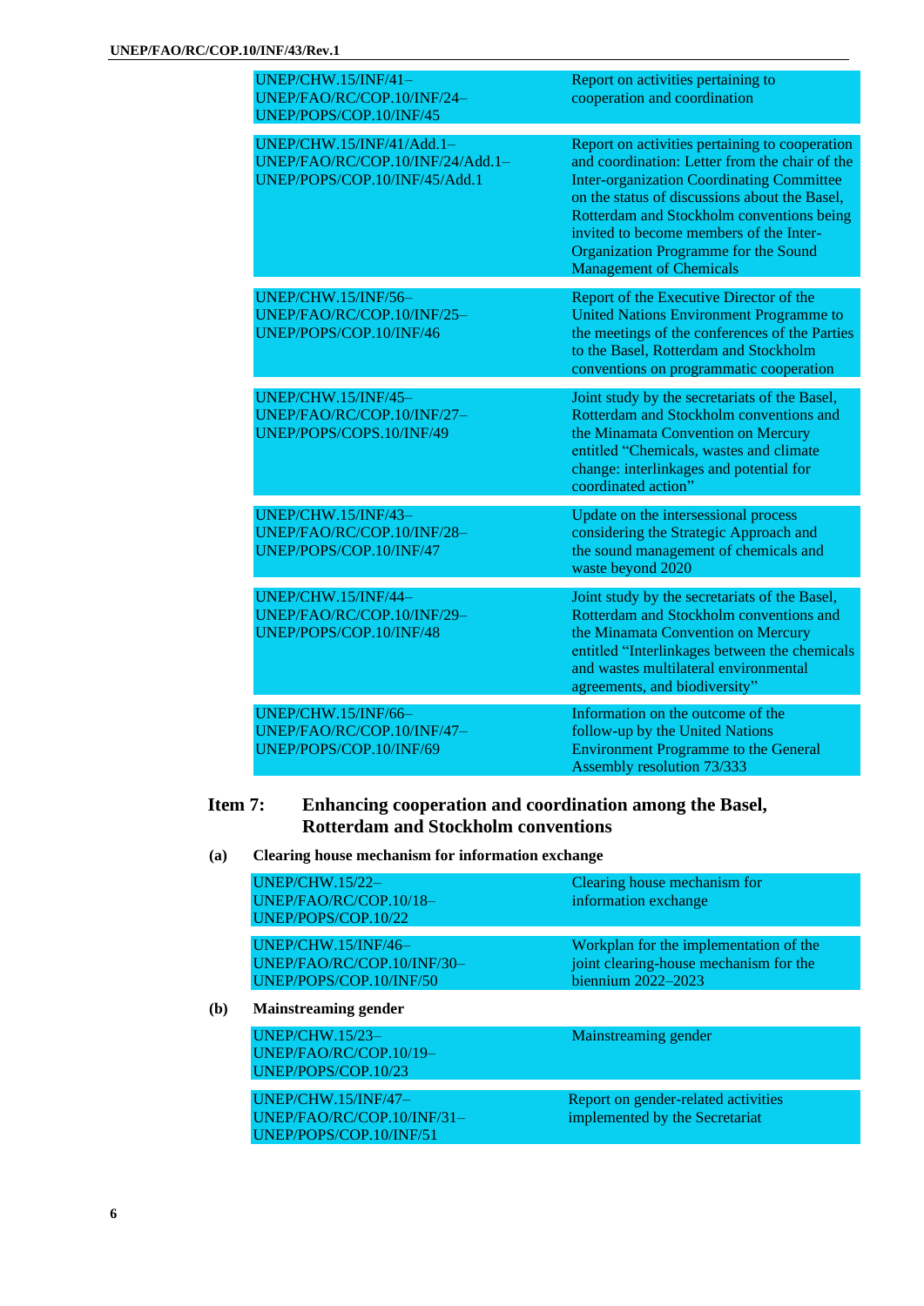| | |
|---|---|
| UNEP/CHW.15/INF/41–<br>UNEP/FAO/RC/COP.10/INF/24–<br>UNEP/POPS/COP.10/INF/45 | Report on activities pertaining to cooperation and coordination |
| UNEP/CHW.15/INF/41/Add.1–<br>UNEP/FAO/RC/COP.10/INF/24/Add.1–<br>UNEP/POPS/COP.10/INF/45/Add.1 | Report on activities pertaining to cooperation and coordination: Letter from the chair of the Inter-organization Coordinating Committee on the status of discussions about the Basel, Rotterdam and Stockholm conventions being invited to become members of the Inter-Organization Programme for the Sound Management of Chemicals |
| UNEP/CHW.15/INF/56–<br>UNEP/FAO/RC/COP.10/INF/25–<br>UNEP/POPS/COP.10/INF/46 | Report of the Executive Director of the United Nations Environment Programme to the meetings of the conferences of the Parties to the Basel, Rotterdam and Stockholm conventions on programmatic cooperation |
| UNEP/CHW.15/INF/45–<br>UNEP/FAO/RC/COP.10/INF/27–<br>UNEP/POPS/COPS.10/INF/49 | Joint study by the secretariats of the Basel, Rotterdam and Stockholm conventions and the Minamata Convention on Mercury entitled "Chemicals, wastes and climate change: interlinkages and potential for coordinated action" |
| UNEP/CHW.15/INF/43–<br>UNEP/FAO/RC/COP.10/INF/28–<br>UNEP/POPS/COP.10/INF/47 | Update on the intersessional process considering the Strategic Approach and the sound management of chemicals and waste beyond 2020 |
| UNEP/CHW.15/INF/44–<br>UNEP/FAO/RC/COP.10/INF/29–<br>UNEP/POPS/COP.10/INF/48 | Joint study by the secretariats of the Basel, Rotterdam and Stockholm conventions and the Minamata Convention on Mercury entitled "Interlinkages between the chemicals and wastes multilateral environmental agreements, and biodiversity" |
| UNEP/CHW.15/INF/66–<br>UNEP/FAO/RC/COP.10/INF/47–<br>UNEP/POPS/COP.10/INF/69 | Information on the outcome of the follow-up by the United Nations Environment Programme to the General Assembly resolution 73/333 |

## Item 7: Enhancing cooperation and coordination among the Basel, Rotterdam and Stockholm conventions

**(a) Clearing house mechanism for information exchange**

| | |
|---|---|
| UNEP/CHW.15/22–<br>UNEP/FAO/RC/COP.10/18–<br>UNEP/POPS/COP.10/22 | Clearing house mechanism for information exchange |
| UNEP/CHW.15/INF/46–<br>UNEP/FAO/RC/COP.10/INF/30–<br>UNEP/POPS/COP.10/INF/50 | Workplan for the implementation of the joint clearing-house mechanism for the biennium 2022–2023 |

**(b) Mainstreaming gender**

| | |
|---|---|
| UNEP/CHW.15/23–<br>UNEP/FAO/RC/COP.10/19–<br>UNEP/POPS/COP.10/23 | Mainstreaming gender |
| UNEP/CHW.15/INF/47–<br>UNEP/FAO/RC/COP.10/INF/31–<br>UNEP/POPS/COP.10/INF/51 | Report on gender-related activities implemented by the Secretariat |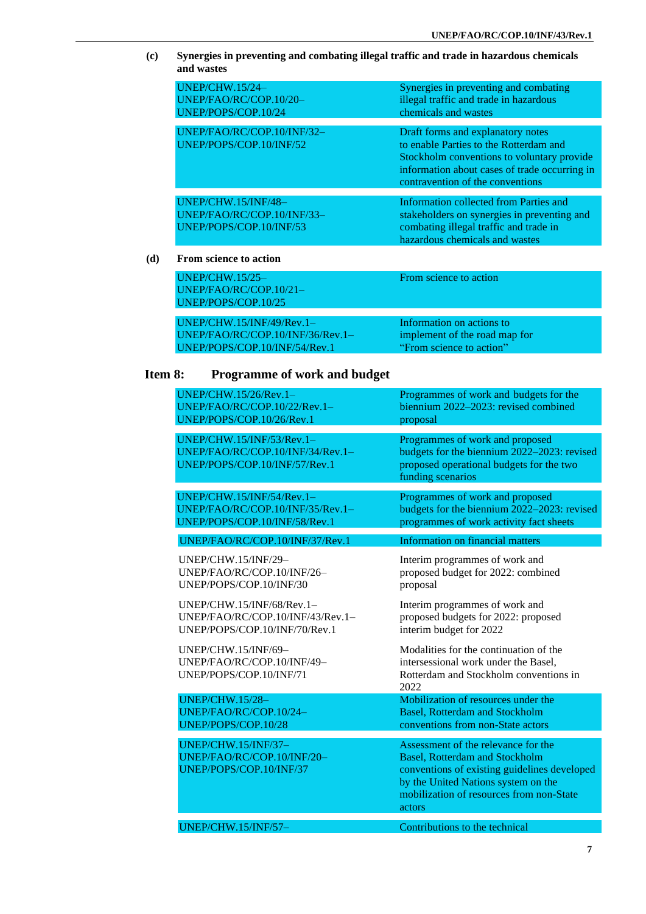**(c) Synergies in preventing and combating illegal traffic and trade in hazardous chemicals and wastes**

| | |
|---|---|
| UNEP/CHW.15/24– UNEP/FAO/RC/COP.10/20– UNEP/POPS/COP.10/24 | Synergies in preventing and combating illegal traffic and trade in hazardous chemicals and wastes |
| UNEP/FAO/RC/COP.10/INF/32– UNEP/POPS/COP.10/INF/52 | Draft forms and explanatory notes to enable Parties to the Rotterdam and Stockholm conventions to voluntary provide information about cases of trade occurring in contravention of the conventions |
| UNEP/CHW.15/INF/48– UNEP/FAO/RC/COP.10/INF/33– UNEP/POPS/COP.10/INF/53 | Information collected from Parties and stakeholders on synergies in preventing and combating illegal traffic and trade in hazardous chemicals and wastes |

**(d) From science to action**

| | |
|---|---|
| UNEP/CHW.15/25– UNEP/FAO/RC/COP.10/21– UNEP/POPS/COP.10/25 | From science to action |
| UNEP/CHW.15/INF/49/Rev.1– UNEP/FAO/RC/COP.10/INF/36/Rev.1– UNEP/POPS/COP.10/INF/54/Rev.1 | Information on actions to implement of the road map for "From science to action" |

## Item 8: Programme of work and budget

| | |
|---|---|
| UNEP/CHW.15/26/Rev.1– UNEP/FAO/RC/COP.10/22/Rev.1– UNEP/POPS/COP.10/26/Rev.1 | Programmes of work and budgets for the biennium 2022–2023: revised combined proposal |
| UNEP/CHW.15/INF/53/Rev.1– UNEP/FAO/RC/COP.10/INF/34/Rev.1– UNEP/POPS/COP.10/INF/57/Rev.1 | Programmes of work and proposed budgets for the biennium 2022–2023: revised proposed operational budgets for the two funding scenarios |
| UNEP/CHW.15/INF/54/Rev.1– UNEP/FAO/RC/COP.10/INF/35/Rev.1– UNEP/POPS/COP.10/INF/58/Rev.1 | Programmes of work and proposed budgets for the biennium 2022–2023: revised programmes of work activity fact sheets |
| UNEP/FAO/RC/COP.10/INF/37/Rev.1 | Information on financial matters |
| UNEP/CHW.15/INF/29– UNEP/FAO/RC/COP.10/INF/26– UNEP/POPS/COP.10/INF/30 | Interim programmes of work and proposed budget for 2022: combined proposal |
| UNEP/CHW.15/INF/68/Rev.1– UNEP/FAO/RC/COP.10/INF/43/Rev.1– UNEP/POPS/COP.10/INF/70/Rev.1 | Interim programmes of work and proposed budgets for 2022: proposed interim budget for 2022 |
| UNEP/CHW.15/INF/69– UNEP/FAO/RC/COP.10/INF/49– UNEP/POPS/COP.10/INF/71 | Modalities for the continuation of the intersessional work under the Basel, Rotterdam and Stockholm conventions in 2022 |
| UNEP/CHW.15/28– UNEP/FAO/RC/COP.10/24– UNEP/POPS/COP.10/28 | Mobilization of resources under the Basel, Rotterdam and Stockholm conventions from non-State actors |
| UNEP/CHW.15/INF/37– UNEP/FAO/RC/COP.10/INF/20– UNEP/POPS/COP.10/INF/37 | Assessment of the relevance for the Basel, Rotterdam and Stockholm conventions of existing guidelines developed by the United Nations system on the mobilization of resources from non-State actors |
| UNEP/CHW.15/INF/57– | Contributions to the technical |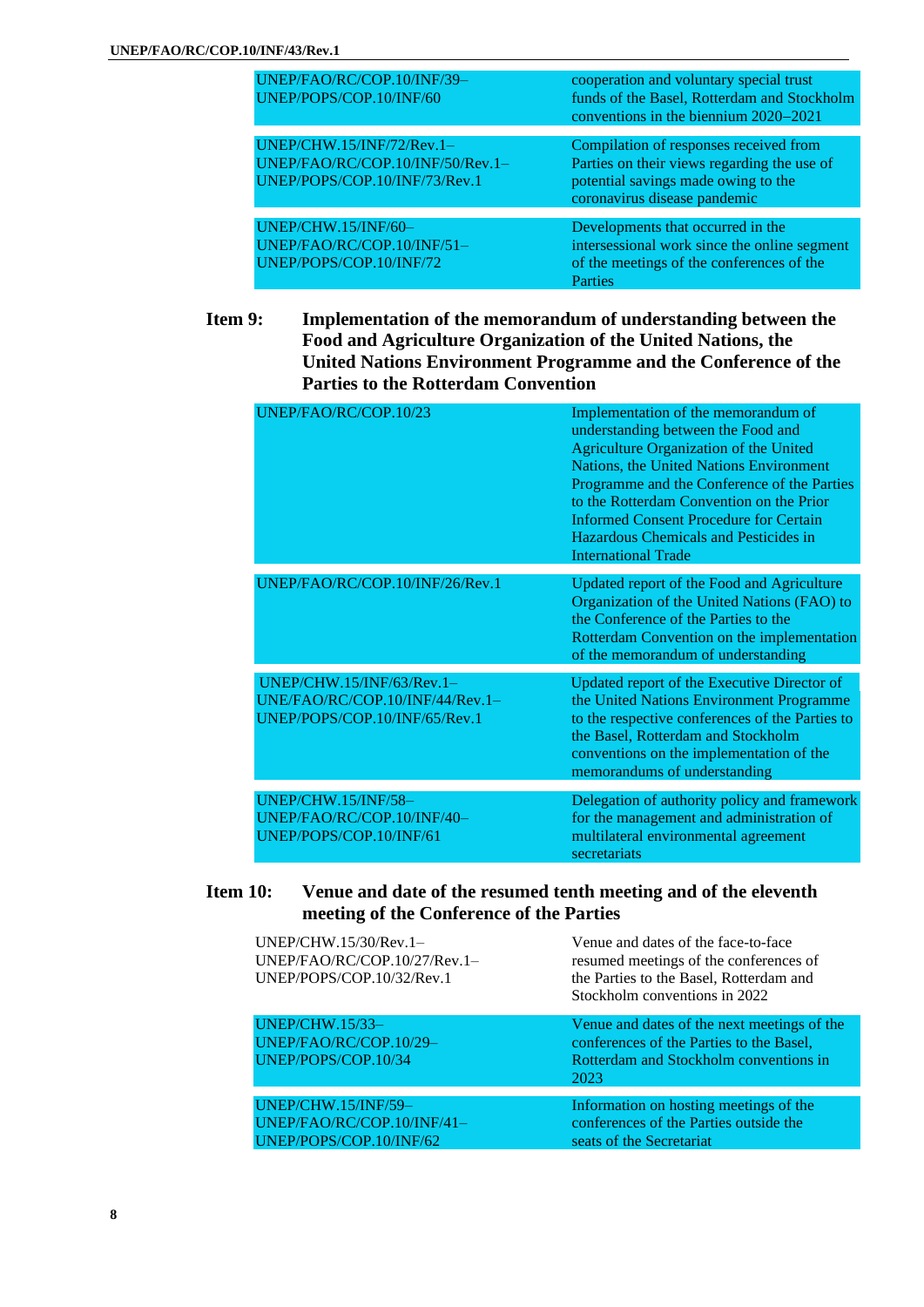| | |
|---|---|
| UNEP/FAO/RC/COP.10/INF/39–<br>UNEP/POPS/COP.10/INF/60 | cooperation and voluntary special trust funds of the Basel, Rotterdam and Stockholm conventions in the biennium 2020–2021 |
| UNEP/CHW.15/INF/72/Rev.1–<br>UNEP/FAO/RC/COP.10/INF/50/Rev.1–<br>UNEP/POPS/COP.10/INF/73/Rev.1 | Compilation of responses received from Parties on their views regarding the use of potential savings made owing to the coronavirus disease pandemic |
| UNEP/CHW.15/INF/60–<br>UNEP/FAO/RC/COP.10/INF/51–<br>UNEP/POPS/COP.10/INF/72 | Developments that occurred in the intersessional work since the online segment of the meetings of the conferences of the Parties |

**Item 9: Implementation of the memorandum of understanding between the Food and Agriculture Organization of the United Nations, the United Nations Environment Programme and the Conference of the Parties to the Rotterdam Convention**

| | |
|---|---|
| UNEP/FAO/RC/COP.10/23 | Implementation of the memorandum of understanding between the Food and Agriculture Organization of the United Nations, the United Nations Environment Programme and the Conference of the Parties to the Rotterdam Convention on the Prior Informed Consent Procedure for Certain Hazardous Chemicals and Pesticides in International Trade |
| UNEP/FAO/RC/COP.10/INF/26/Rev.1 | Updated report of the Food and Agriculture Organization of the United Nations (FAO) to the Conference of the Parties to the Rotterdam Convention on the implementation of the memorandum of understanding |
| UNEP/CHW.15/INF/63/Rev.1–<br>UNE/FAO/RC/COP.10/INF/44/Rev.1–<br>UNEP/POPS/COP.10/INF/65/Rev.1 | Updated report of the Executive Director of the United Nations Environment Programme to the respective conferences of the Parties to the Basel, Rotterdam and Stockholm conventions on the implementation of the memorandums of understanding |
| UNEP/CHW.15/INF/58–<br>UNEP/FAO/RC/COP.10/INF/40–<br>UNEP/POPS/COP.10/INF/61 | Delegation of authority policy and framework for the management and administration of multilateral environmental agreement secretariats |

**Item 10: Venue and date of the resumed tenth meeting and of the eleventh meeting of the Conference of the Parties**

| | |
|---|---|
| UNEP/CHW.15/30/Rev.1–<br>UNEP/FAO/RC/COP.10/27/Rev.1–<br>UNEP/POPS/COP.10/32/Rev.1 | Venue and dates of the face-to-face resumed meetings of the conferences of the Parties to the Basel, Rotterdam and Stockholm conventions in 2022 |
| UNEP/CHW.15/33–<br>UNEP/FAO/RC/COP.10/29–<br>UNEP/POPS/COP.10/34 | Venue and dates of the next meetings of the conferences of the Parties to the Basel, Rotterdam and Stockholm conventions in 2023 |
| UNEP/CHW.15/INF/59–<br>UNEP/FAO/RC/COP.10/INF/41–<br>UNEP/POPS/COP.10/INF/62 | Information on hosting meetings of the conferences of the Parties outside the seats of the Secretariat |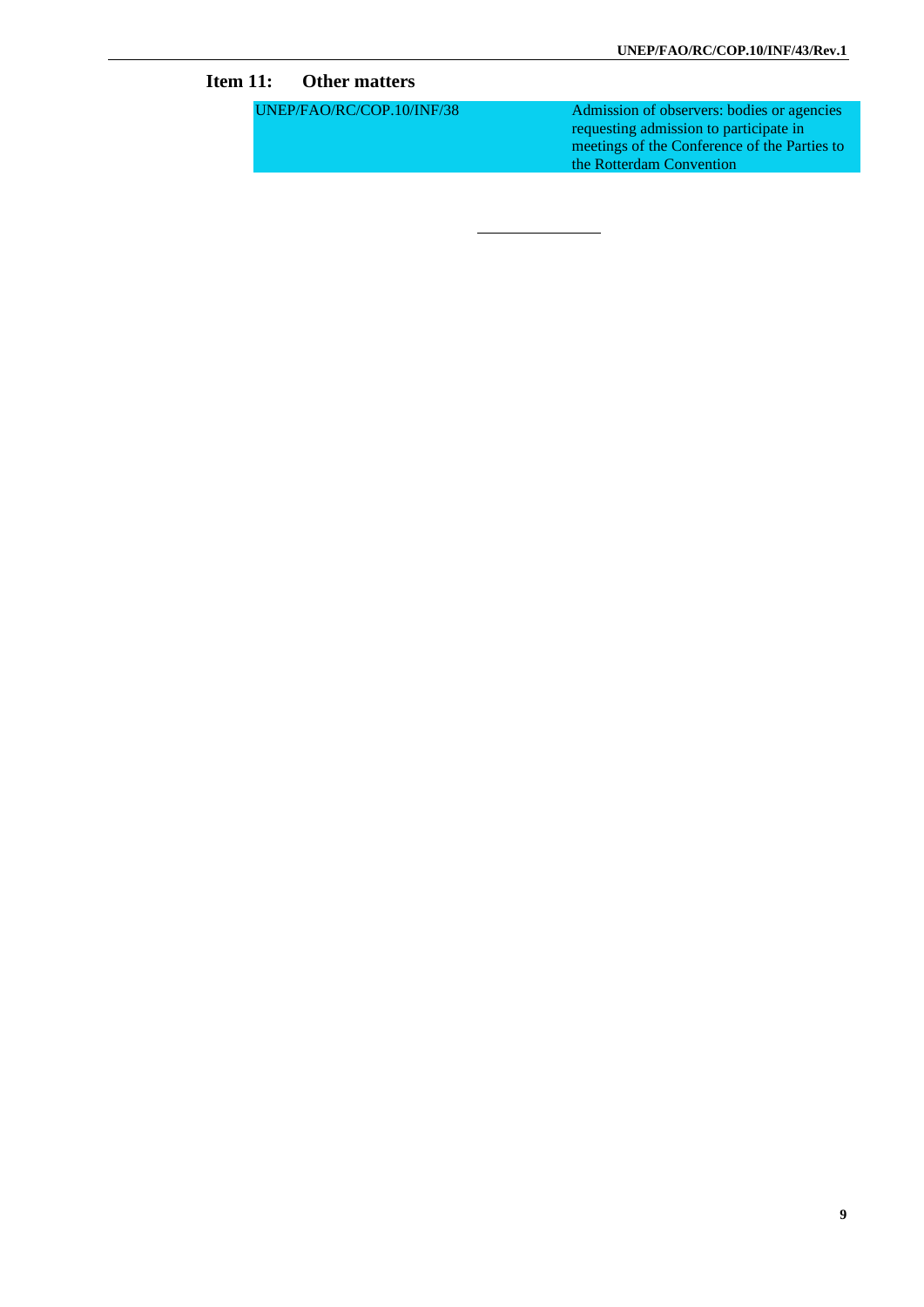## Item 11: Other matters

| | |
|---|---|
| UNEP/FAO/RC/COP.10/INF/38 | Admission of observers: bodies or agencies requesting admission to participate in meetings of the Conference of the Parties to the Rotterdam Convention |

---